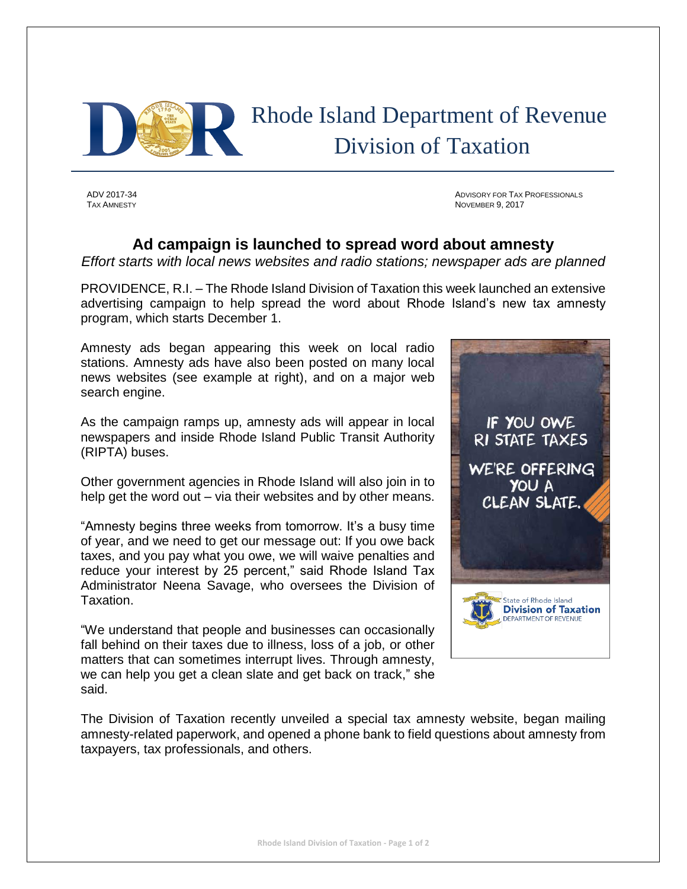# Rhode Island Department of Revenue
## Division of Taxation

ADV 2017-34
TAX AMNESTY

ADVISORY FOR TAX PROFESSIONALS
NOVEMBER 9, 2017

## Ad campaign is launched to spread word about amnesty

*Effort starts with local news websites and radio stations; newspaper ads are planned*

PROVIDENCE, R.I. – The Rhode Island Division of Taxation this week launched an extensive advertising campaign to help spread the word about Rhode Island's new tax amnesty program, which starts December 1.

Amnesty ads began appearing this week on local radio stations. Amnesty ads have also been posted on many local news websites (see example at right), and on a major web search engine.

As the campaign ramps up, amnesty ads will appear in local newspapers and inside Rhode Island Public Transit Authority (RIPTA) buses.

Other government agencies in Rhode Island will also join in to help get the word out – via their websites and by other means.

"Amnesty begins three weeks from tomorrow. It's a busy time of year, and we need to get our message out: If you owe back taxes, and you pay what you owe, we will waive penalties and reduce your interest by 25 percent," said Rhode Island Tax Administrator Neena Savage, who oversees the Division of Taxation.

"We understand that people and businesses can occasionally fall behind on their taxes due to illness, loss of a job, or other matters that can sometimes interrupt lives. Through amnesty, we can help you get a clean slate and get back on track," she said.

IF YOU OWE RI STATE TAXES WE'RE OFFERING YOU A CLEAN SLATE.

State of Rhode Island
Division of Taxation
DEPARTMENT OF REVENUE

The Division of Taxation recently unveiled a special tax amnesty website, began mailing amnesty-related paperwork, and opened a phone bank to field questions about amnesty from taxpayers, tax professionals, and others.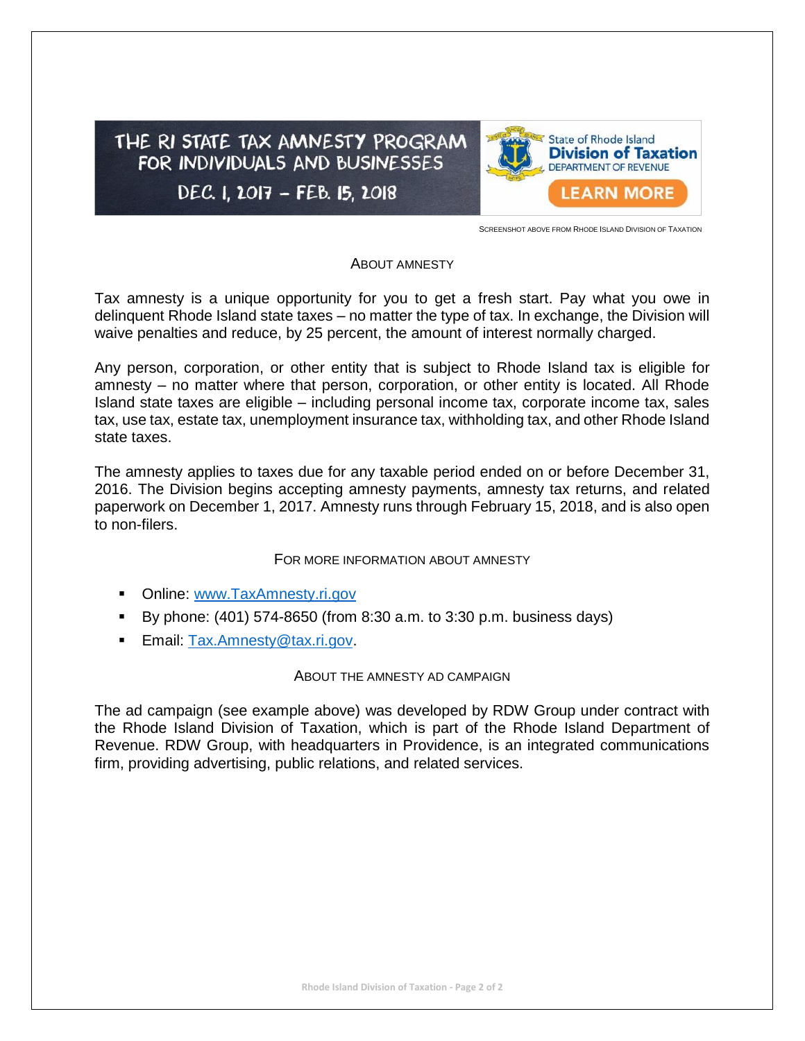THE RI STATE TAX AMNESTY PROGRAM FOR INDIVIDUALS AND BUSINESSES

DEC. 1, 2017 – FEB. 15, 2018

State of Rhode Island **Division of Taxation** DEPARTMENT OF REVENUE

LEARN MORE

SCREENSHOT ABOVE FROM RHODE ISLAND DIVISION OF TAXATION

## ABOUT AMNESTY

Tax amnesty is a unique opportunity for you to get a fresh start. Pay what you owe in delinquent Rhode Island state taxes – no matter the type of tax. In exchange, the Division will waive penalties and reduce, by 25 percent, the amount of interest normally charged.

Any person, corporation, or other entity that is subject to Rhode Island tax is eligible for amnesty – no matter where that person, corporation, or other entity is located. All Rhode Island state taxes are eligible – including personal income tax, corporate income tax, sales tax, use tax, estate tax, unemployment insurance tax, withholding tax, and other Rhode Island state taxes.

The amnesty applies to taxes due for any taxable period ended on or before December 31, 2016. The Division begins accepting amnesty payments, amnesty tax returns, and related paperwork on December 1, 2017. Amnesty runs through February 15, 2018, and is also open to non-filers.

## FOR MORE INFORMATION ABOUT AMNESTY

- Online: [www.TaxAmnesty.ri.gov](http://www.TaxAmnesty.ri.gov)
- By phone: (401) 574-8650 (from 8:30 a.m. to 3:30 p.m. business days)
- Email: [Tax.Amnesty@tax.ri.gov](mailto:Tax.Amnesty@tax.ri.gov).

## ABOUT THE AMNESTY AD CAMPAIGN

The ad campaign (see example above) was developed by RDW Group under contract with the Rhode Island Division of Taxation, which is part of the Rhode Island Department of Revenue. RDW Group, with headquarters in Providence, is an integrated communications firm, providing advertising, public relations, and related services.